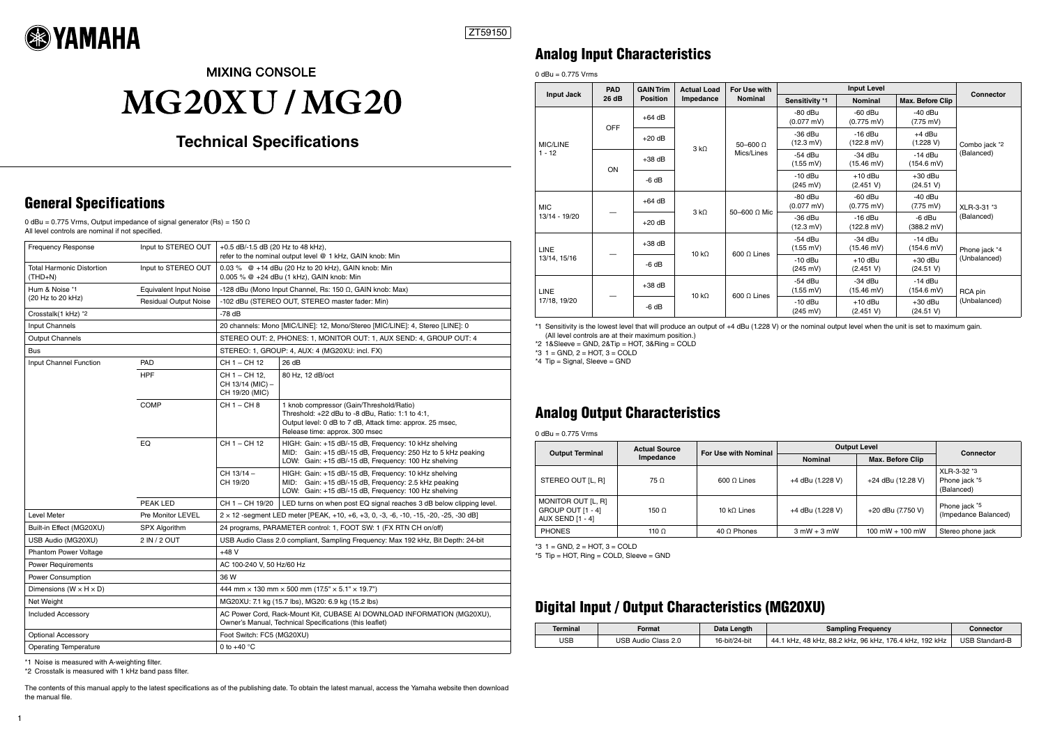YAMAHA

ZT59150

MIXING CONSOLE

# MG20XU / MG20

## Technical Specifications

## General Specifications

0 dBu = 0.775 Vrms, Output impedance of signal generator (Rs) = 150 Ω
All level controls are nominal if not specified.

| | | | |
|---|---|---|---|
| Frequency Response | Input to STEREO OUT | +0.5 dB/-1.5 dB (20 Hz to 48 kHz), refer to the nominal output level @ 1 kHz, GAIN knob: Min | |
| Total Harmonic Distortion (THD+N) | Input to STEREO OUT | 0.03 % @ +14 dBu (20 Hz to 20 kHz), GAIN knob: Min<br>0.005 % @ +24 dBu (1 kHz), GAIN knob: Min | |
| Hum & Noise *1 (20 Hz to 20 kHz) | Equivalent Input Noise | -128 dBu (Mono Input Channel, Rs: 150 Ω, GAIN knob: Max) | |
| | Residual Output Noise | -102 dBu (STEREO OUT, STEREO master fader: Min) | |
| Crosstalk(1 kHz) *2 | | -78 dB | |
| Input Channels | | 20 channels: Mono [MIC/LINE]: 12, Mono/Stereo [MIC/LINE]: 4, Stereo [LINE]: 0 | |
| Output Channels | | STEREO OUT: 2, PHONES: 1, MONITOR OUT: 1, AUX SEND: 4, GROUP OUT: 4 | |
| Bus | | STEREO: 1, GROUP: 4, AUX: 4 (MG20XU: incl. FX) | |
| Input Channel Function | PAD | CH 1 – CH 12 | 26 dB |
| | HPF | CH 1 – CH 12, CH 13/14 (MIC) – CH 19/20 (MIC) | 80 Hz, 12 dB/oct |
| | COMP | CH 1 – CH 8 | 1 knob compressor (Gain/Threshold/Ratio)<br>Threshold: +22 dBu to -8 dBu, Ratio: 1:1 to 4:1,<br>Output level: 0 dB to 7 dB, Attack time: approx. 25 msec,<br>Release time: approx. 300 msec |
| | EQ | CH 1 – CH 12 | HIGH: Gain: +15 dB/-15 dB, Frequency: 10 kHz shelving<br>MID: Gain: +15 dB/-15 dB, Frequency: 250 Hz to 5 kHz peaking<br>LOW: Gain: +15 dB/-15 dB, Frequency: 100 Hz shelving |
| | | CH 13/14 – CH 19/20 | HIGH: Gain: +15 dB/-15 dB, Frequency: 10 kHz shelving<br>MID: Gain: +15 dB/-15 dB, Frequency: 2.5 kHz peaking<br>LOW: Gain: +15 dB/-15 dB, Frequency: 100 Hz shelving |
| | PEAK LED | CH 1 – CH 19/20 | LED turns on when post EQ signal reaches 3 dB below clipping level. |
| Level Meter | Pre Monitor LEVEL | 2 × 12 -segment LED meter [PEAK, +10, +6, +3, 0, -3, -6, -10, -15, -20, -25, -30 dB] | |
| Built-in Effect (MG20XU) | SPX Algorithm | 24 programs, PARAMETER control: 1, FOOT SW: 1 (FX RTN CH on/off) | |
| USB Audio (MG20XU) | 2 IN / 2 OUT | USB Audio Class 2.0 compliant, Sampling Frequency: Max 192 kHz, Bit Depth: 24-bit | |
| Phantom Power Voltage | | +48 V | |
| Power Requirements | | AC 100-240 V, 50 Hz/60 Hz | |
| Power Consumption | | 36 W | |
| Dimensions (W × H × D) | | 444 mm × 130 mm × 500 mm (17.5" × 5.1" × 19.7") | |
| Net Weight | | MG20XU: 7.1 kg (15.7 lbs), MG20: 6.9 kg (15.2 lbs) | |
| Included Accessory | | AC Power Cord, Rack-Mount Kit, CUBASE AI DOWNLOAD INFORMATION (MG20XU), Owner's Manual, Technical Specifications (this leaflet) | |
| Optional Accessory | | Foot Switch: FC5 (MG20XU) | |
| Operating Temperature | | 0 to +40 °C | |

*1 Noise is measured with A-weighting filter.
*2 Crosstalk is measured with 1 kHz band pass filter.

The contents of this manual apply to the latest specifications as of the publishing date. To obtain the latest manual, access the Yamaha website then download the manual file.

## Analog Input Characteristics

0 dBu = 0.775 Vrms

| Input Jack | PAD 26 dB | GAIN Trim Position | Actual Load Impedance | For Use with Nominal | Input Level | | | Connector |
|---|---|---|---|---|---|---|---|---|
| | | | | | Sensitivity *1 | Nominal | Max. Before Clip | |
| MIC/LINE 1 - 12 | OFF | +64 dB | 3 kΩ | 50–600 Ω Mics/Lines | -80 dBu (0.077 mV) | -60 dBu (0.775 mV) | -40 dBu (7.75 mV) | Combo jack *2 (Balanced) |
| | | +20 dB | | | -36 dBu (12.3 mV) | -16 dBu (122.8 mV) | +4 dBu (1.228 V) | |
| | ON | +38 dB | | | -54 dBu (1.55 mV) | -34 dBu (15.46 mV) | -14 dBu (154.6 mV) | |
| | | -6 dB | | | -10 dBu (245 mV) | +10 dBu (2.451 V) | +30 dBu (24.51 V) | |
| MIC 13/14 - 19/20 | — | +64 dB | 3 kΩ | 50–600 Ω Mic | -80 dBu (0.077 mV) | -60 dBu (0.775 mV) | -40 dBu (7.75 mV) | XLR-3-31 *3 (Balanced) |
| | | +20 dB | | | -36 dBu (12.3 mV) | -16 dBu (122.8 mV) | -6 dBu (388.2 mV) | |
| LINE 13/14, 15/16 | — | +38 dB | 10 kΩ | 600 Ω Lines | -54 dBu (1.55 mV) | -34 dBu (15.46 mV) | -14 dBu (154.6 mV) | Phone jack *4 (Unbalanced) |
| | | -6 dB | | | -10 dBu (245 mV) | +10 dBu (2.451 V) | +30 dBu (24.51 V) | |
| LINE 17/18, 19/20 | — | +38 dB | 10 kΩ | 600 Ω Lines | -54 dBu (1.55 mV) | -34 dBu (15.46 mV) | -14 dBu (154.6 mV) | RCA pin (Unbalanced) |
| | | -6 dB | | | -10 dBu (245 mV) | +10 dBu (2.451 V) | +30 dBu (24.51 V) | |

*1 Sensitivity is the lowest level that will produce an output of +4 dBu (1.228 V) or the nominal output level when the unit is set to maximum gain. (All level controls are at their maximum position.)
*2 1&Sleeve = GND, 2&Tip = HOT, 3&Ring = COLD
*3 1 = GND, 2 = HOT, 3 = COLD
*4 Tip = Signal, Sleeve = GND

## Analog Output Characteristics

0 dBu = 0.775 Vrms

| Output Terminal | Actual Source Impedance | For Use with Nominal | Output Level | | Connector |
|---|---|---|---|---|---|
| | | | Nominal | Max. Before Clip | |
| STEREO OUT [L, R] | 75 Ω | 600 Ω Lines | +4 dBu (1.228 V) | +24 dBu (12.28 V) | XLR-3-32 *3<br>Phone jack *5<br>(Balanced) |
| MONITOR OUT [L, R]<br>GROUP OUT [1 - 4]<br>AUX SEND [1 - 4] | 150 Ω | 10 kΩ Lines | +4 dBu (1.228 V) | +20 dBu (7.750 V) | Phone jack *5 (Impedance Balanced) |
| PHONES | 110 Ω | 40 Ω Phones | 3 mW + 3 mW | 100 mW + 100 mW | Stereo phone jack |

*3 1 = GND, 2 = HOT, 3 = COLD
*5 Tip = HOT, Ring = COLD, Sleeve = GND

## Digital Input / Output Characteristics (MG20XU)

| Terminal | Format | Data Length | Sampling Frequency | Connector |
|---|---|---|---|---|
| USB | USB Audio Class 2.0 | 16-bit/24-bit | 44.1 kHz, 48 kHz, 88.2 kHz, 96 kHz, 176.4 kHz, 192 kHz | USB Standard-B |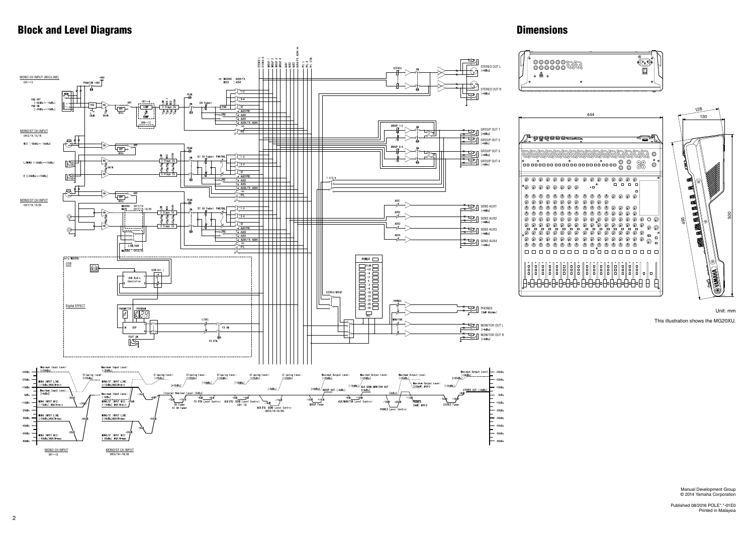## Block and Level Diagrams

MONO CH INPUT (MIC/LINE)

CH1～12

MONO/ST CH INPUT

CH13/14,15/16

MONO/ST CH INPUT

CH17/18,19/20

MONO CH INPUT

CH1～12

MONO/ST CH INPUT

CH13/14～19/20

## Dimensions

444

128

130

493

500

Unit: mm

This illustration shows the MG20XU.

Manual Development Group
© 2014 Yamaha Corporation

Published 08/2016 POLE*.*-01E0
Printed in Malaysia